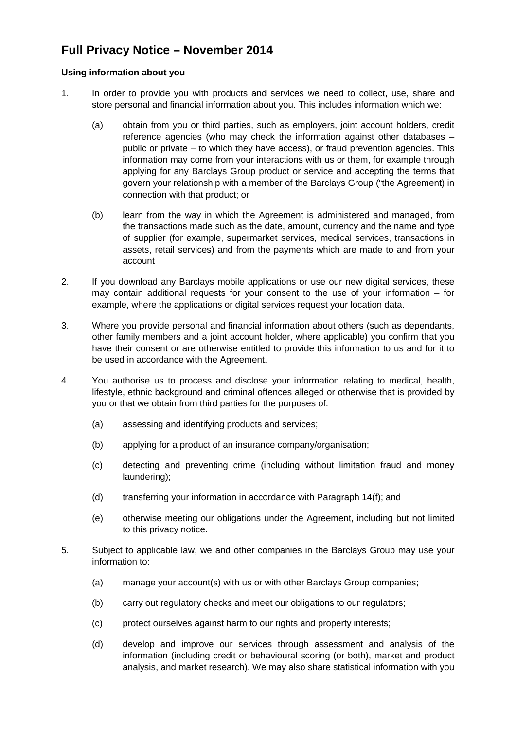# Full Privacy Notice – November 2014

### Using information about you

1. In order to provide you with products and services we need to collect, use, share and store personal and financial information about you. This includes information which we:

   (a) obtain from you or third parties, such as employers, joint account holders, credit reference agencies (who may check the information against other databases – public or private – to which they have access), or fraud prevention agencies. This information may come from your interactions with us or them, for example through applying for any Barclays Group product or service and accepting the terms that govern your relationship with a member of the Barclays Group ("the Agreement) in connection with that product; or

   (b) learn from the way in which the Agreement is administered and managed, from the transactions made such as the date, amount, currency and the name and type of supplier (for example, supermarket services, medical services, transactions in assets, retail services) and from the payments which are made to and from your account

2. If you download any Barclays mobile applications or use our new digital services, these may contain additional requests for your consent to the use of your information – for example, where the applications or digital services request your location data.

3. Where you provide personal and financial information about others (such as dependants, other family members and a joint account holder, where applicable) you confirm that you have their consent or are otherwise entitled to provide this information to us and for it to be used in accordance with the Agreement.

4. You authorise us to process and disclose your information relating to medical, health, lifestyle, ethnic background and criminal offences alleged or otherwise that is provided by you or that we obtain from third parties for the purposes of:

   (a) assessing and identifying products and services;

   (b) applying for a product of an insurance company/organisation;

   (c) detecting and preventing crime (including without limitation fraud and money laundering);

   (d) transferring your information in accordance with Paragraph 14(f); and

   (e) otherwise meeting our obligations under the Agreement, including but not limited to this privacy notice.

5. Subject to applicable law, we and other companies in the Barclays Group may use your information to:

   (a) manage your account(s) with us or with other Barclays Group companies;

   (b) carry out regulatory checks and meet our obligations to our regulators;

   (c) protect ourselves against harm to our rights and property interests;

   (d) develop and improve our services through assessment and analysis of the information (including credit or behavioural scoring (or both), market and product analysis, and market research). We may also share statistical information with you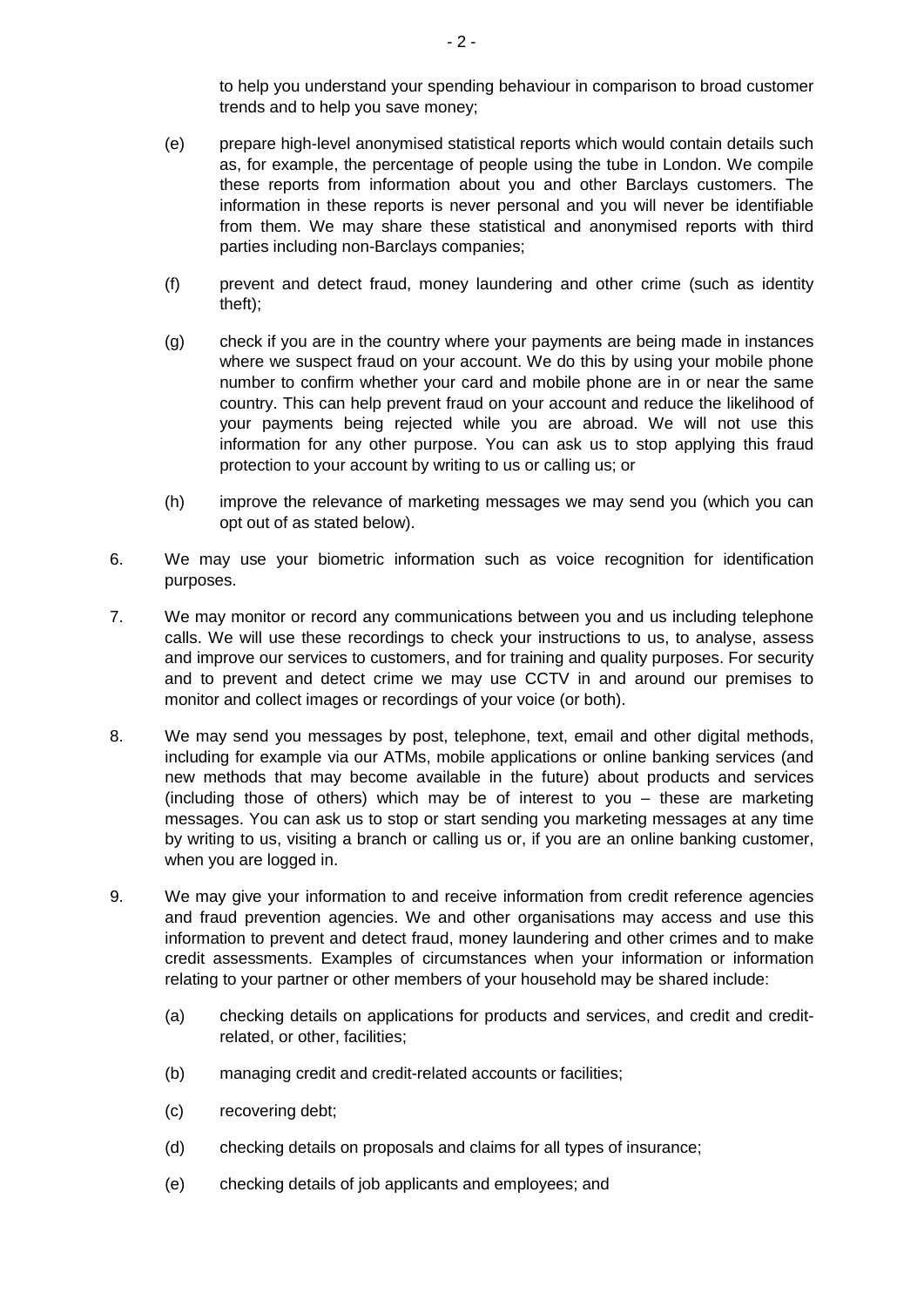to help you understand your spending behaviour in comparison to broad customer trends and to help you save money;

(e) prepare high-level anonymised statistical reports which would contain details such as, for example, the percentage of people using the tube in London. We compile these reports from information about you and other Barclays customers. The information in these reports is never personal and you will never be identifiable from them. We may share these statistical and anonymised reports with third parties including non-Barclays companies;

(f) prevent and detect fraud, money laundering and other crime (such as identity theft);

(g) check if you are in the country where your payments are being made in instances where we suspect fraud on your account. We do this by using your mobile phone number to confirm whether your card and mobile phone are in or near the same country. This can help prevent fraud on your account and reduce the likelihood of your payments being rejected while you are abroad. We will not use this information for any other purpose. You can ask us to stop applying this fraud protection to your account by writing to us or calling us; or

(h) improve the relevance of marketing messages we may send you (which you can opt out of as stated below).

6. We may use your biometric information such as voice recognition for identification purposes.

7. We may monitor or record any communications between you and us including telephone calls. We will use these recordings to check your instructions to us, to analyse, assess and improve our services to customers, and for training and quality purposes. For security and to prevent and detect crime we may use CCTV in and around our premises to monitor and collect images or recordings of your voice (or both).

8. We may send you messages by post, telephone, text, email and other digital methods, including for example via our ATMs, mobile applications or online banking services (and new methods that may become available in the future) about products and services (including those of others) which may be of interest to you – these are marketing messages. You can ask us to stop or start sending you marketing messages at any time by writing to us, visiting a branch or calling us or, if you are an online banking customer, when you are logged in.

9. We may give your information to and receive information from credit reference agencies and fraud prevention agencies. We and other organisations may access and use this information to prevent and detect fraud, money laundering and other crimes and to make credit assessments. Examples of circumstances when your information or information relating to your partner or other members of your household may be shared include:

(a) checking details on applications for products and services, and credit and credit-related, or other, facilities;

(b) managing credit and credit-related accounts or facilities;

(c) recovering debt;

(d) checking details on proposals and claims for all types of insurance;

(e) checking details of job applicants and employees; and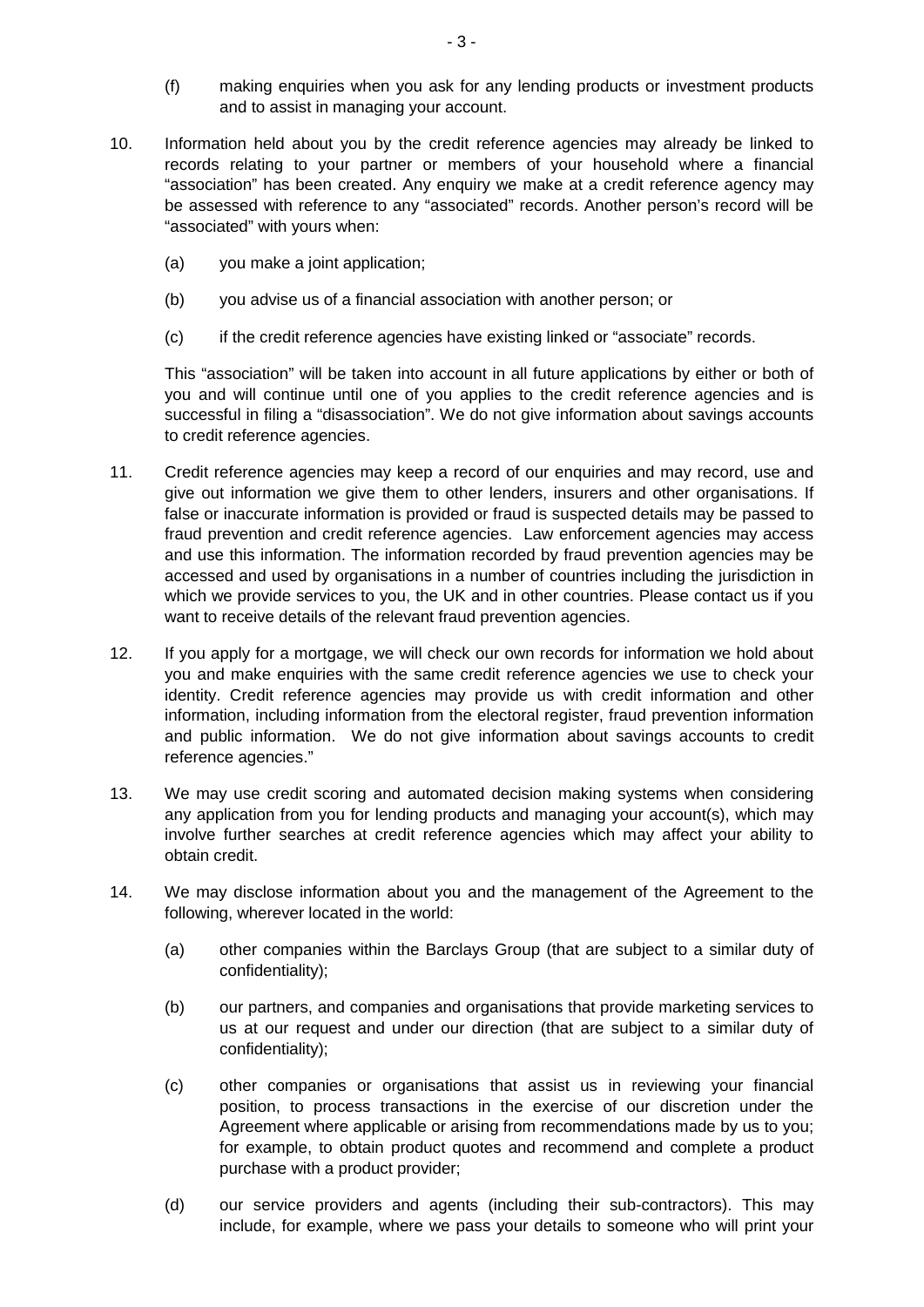(f) making enquiries when you ask for any lending products or investment products and to assist in managing your account.

10. Information held about you by the credit reference agencies may already be linked to records relating to your partner or members of your household where a financial "association" has been created. Any enquiry we make at a credit reference agency may be assessed with reference to any "associated" records. Another person's record will be "associated" with yours when:

    (a) you make a joint application;

    (b) you advise us of a financial association with another person; or

    (c) if the credit reference agencies have existing linked or "associate" records.

    This "association" will be taken into account in all future applications by either or both of you and will continue until one of you applies to the credit reference agencies and is successful in filing a "disassociation". We do not give information about savings accounts to credit reference agencies.

11. Credit reference agencies may keep a record of our enquiries and may record, use and give out information we give them to other lenders, insurers and other organisations. If false or inaccurate information is provided or fraud is suspected details may be passed to fraud prevention and credit reference agencies. Law enforcement agencies may access and use this information. The information recorded by fraud prevention agencies may be accessed and used by organisations in a number of countries including the jurisdiction in which we provide services to you, the UK and in other countries. Please contact us if you want to receive details of the relevant fraud prevention agencies.

12. If you apply for a mortgage, we will check our own records for information we hold about you and make enquiries with the same credit reference agencies we use to check your identity. Credit reference agencies may provide us with credit information and other information, including information from the electoral register, fraud prevention information and public information. We do not give information about savings accounts to credit reference agencies."

13. We may use credit scoring and automated decision making systems when considering any application from you for lending products and managing your account(s), which may involve further searches at credit reference agencies which may affect your ability to obtain credit.

14. We may disclose information about you and the management of the Agreement to the following, wherever located in the world:

    (a) other companies within the Barclays Group (that are subject to a similar duty of confidentiality);

    (b) our partners, and companies and organisations that provide marketing services to us at our request and under our direction (that are subject to a similar duty of confidentiality);

    (c) other companies or organisations that assist us in reviewing your financial position, to process transactions in the exercise of our discretion under the Agreement where applicable or arising from recommendations made by us to you; for example, to obtain product quotes and recommend and complete a product purchase with a product provider;

    (d) our service providers and agents (including their sub-contractors). This may include, for example, where we pass your details to someone who will print your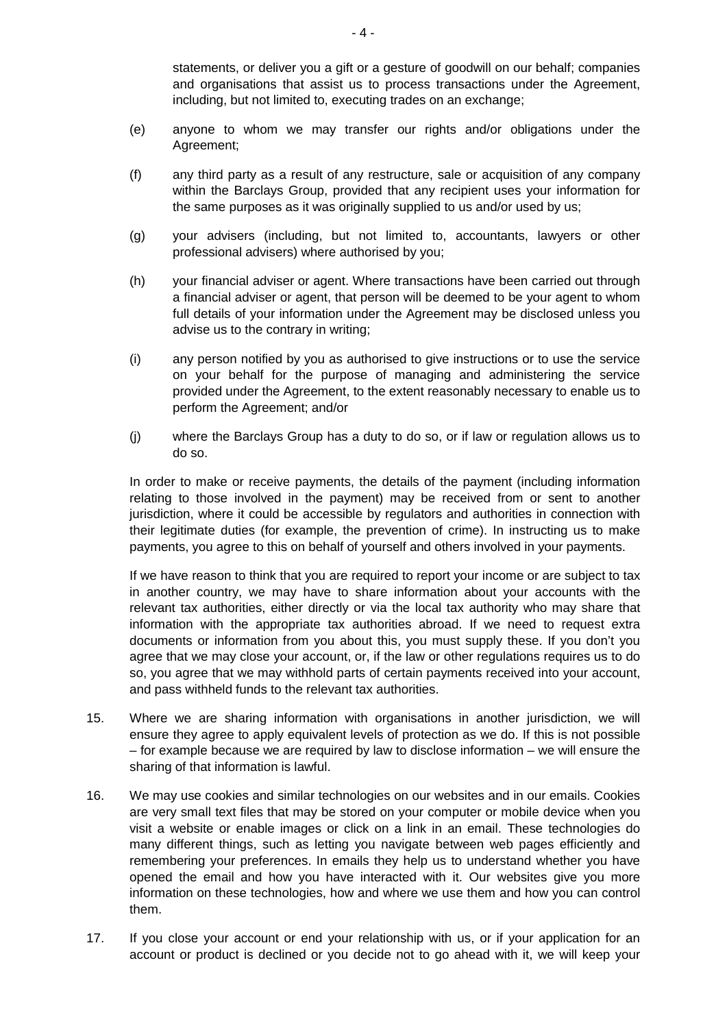statements, or deliver you a gift or a gesture of goodwill on our behalf; companies and organisations that assist us to process transactions under the Agreement, including, but not limited to, executing trades on an exchange;

(e) anyone to whom we may transfer our rights and/or obligations under the Agreement;

(f) any third party as a result of any restructure, sale or acquisition of any company within the Barclays Group, provided that any recipient uses your information for the same purposes as it was originally supplied to us and/or used by us;

(g) your advisers (including, but not limited to, accountants, lawyers or other professional advisers) where authorised by you;

(h) your financial adviser or agent. Where transactions have been carried out through a financial adviser or agent, that person will be deemed to be your agent to whom full details of your information under the Agreement may be disclosed unless you advise us to the contrary in writing;

(i) any person notified by you as authorised to give instructions or to use the service on your behalf for the purpose of managing and administering the service provided under the Agreement, to the extent reasonably necessary to enable us to perform the Agreement; and/or

(j) where the Barclays Group has a duty to do so, or if law or regulation allows us to do so.

In order to make or receive payments, the details of the payment (including information relating to those involved in the payment) may be received from or sent to another jurisdiction, where it could be accessible by regulators and authorities in connection with their legitimate duties (for example, the prevention of crime). In instructing us to make payments, you agree to this on behalf of yourself and others involved in your payments.

If we have reason to think that you are required to report your income or are subject to tax in another country, we may have to share information about your accounts with the relevant tax authorities, either directly or via the local tax authority who may share that information with the appropriate tax authorities abroad. If we need to request extra documents or information from you about this, you must supply these. If you don't you agree that we may close your account, or, if the law or other regulations requires us to do so, you agree that we may withhold parts of certain payments received into your account, and pass withheld funds to the relevant tax authorities.

15. Where we are sharing information with organisations in another jurisdiction, we will ensure they agree to apply equivalent levels of protection as we do. If this is not possible – for example because we are required by law to disclose information – we will ensure the sharing of that information is lawful.

16. We may use cookies and similar technologies on our websites and in our emails. Cookies are very small text files that may be stored on your computer or mobile device when you visit a website or enable images or click on a link in an email. These technologies do many different things, such as letting you navigate between web pages efficiently and remembering your preferences. In emails they help us to understand whether you have opened the email and how you have interacted with it. Our websites give you more information on these technologies, how and where we use them and how you can control them.

17. If you close your account or end your relationship with us, or if your application for an account or product is declined or you decide not to go ahead with it, we will keep your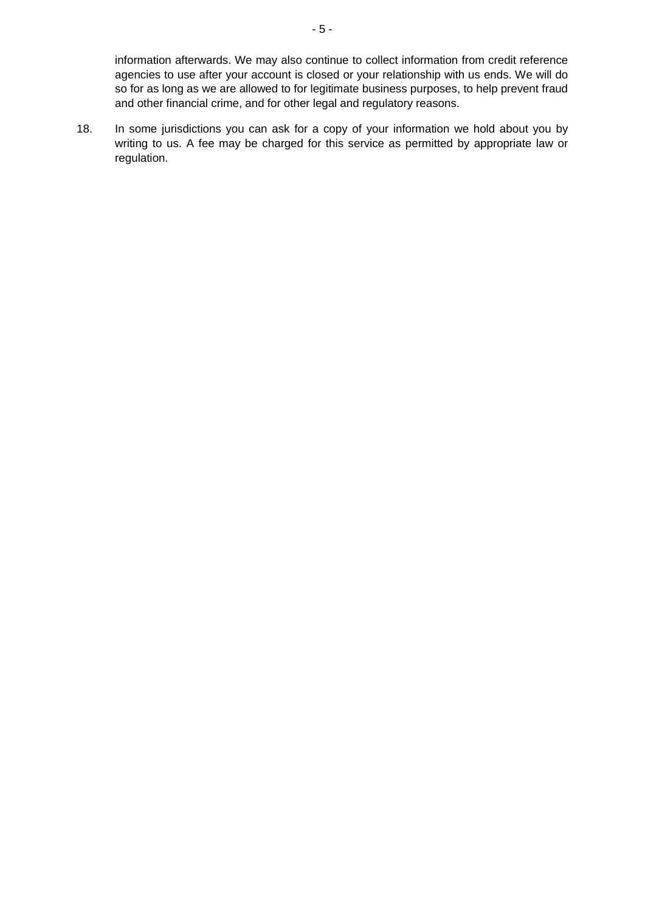information afterwards. We may also continue to collect information from credit reference agencies to use after your account is closed or your relationship with us ends. We will do so for as long as we are allowed to for legitimate business purposes, to help prevent fraud and other financial crime, and for other legal and regulatory reasons.

18. In some jurisdictions you can ask for a copy of your information we hold about you by writing to us. A fee may be charged for this service as permitted by appropriate law or regulation.